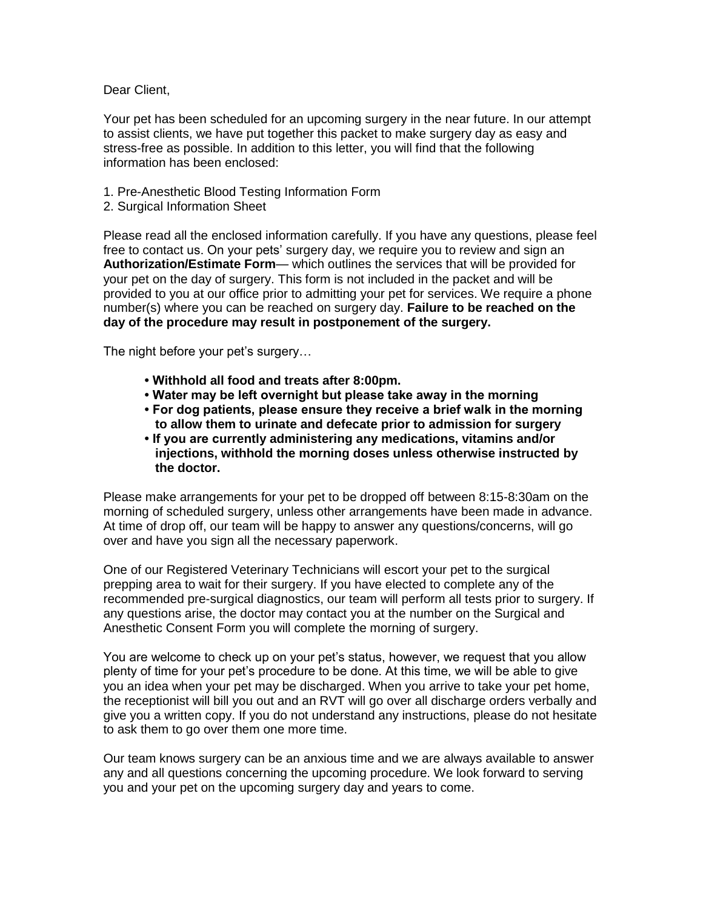Dear Client,

Your pet has been scheduled for an upcoming surgery in the near future. In our attempt to assist clients, we have put together this packet to make surgery day as easy and stress-free as possible. In addition to this letter, you will find that the following information has been enclosed:

1. Pre-Anesthetic Blood Testing Information Form
2. Surgical Information Sheet

Please read all the enclosed information carefully. If you have any questions, please feel free to contact us. On your pets' surgery day, we require you to review and sign an **Authorization/Estimate Form**— which outlines the services that will be provided for your pet on the day of surgery. This form is not included in the packet and will be provided to you at our office prior to admitting your pet for services. We require a phone number(s) where you can be reached on surgery day. **Failure to be reached on the day of the procedure may result in postponement of the surgery.**

The night before your pet's surgery…

- **Withhold all food and treats after 8:00pm.**
- **Water may be left overnight but please take away in the morning**
- **For dog patients, please ensure they receive a brief walk in the morning to allow them to urinate and defecate prior to admission for surgery**
- **If you are currently administering any medications, vitamins and/or injections, withhold the morning doses unless otherwise instructed by the doctor.**

Please make arrangements for your pet to be dropped off between 8:15-8:30am on the morning of scheduled surgery, unless other arrangements have been made in advance. At time of drop off, our team will be happy to answer any questions/concerns, will go over and have you sign all the necessary paperwork.

One of our Registered Veterinary Technicians will escort your pet to the surgical prepping area to wait for their surgery. If you have elected to complete any of the recommended pre-surgical diagnostics, our team will perform all tests prior to surgery. If any questions arise, the doctor may contact you at the number on the Surgical and Anesthetic Consent Form you will complete the morning of surgery.

You are welcome to check up on your pet's status, however, we request that you allow plenty of time for your pet's procedure to be done. At this time, we will be able to give you an idea when your pet may be discharged. When you arrive to take your pet home, the receptionist will bill you out and an RVT will go over all discharge orders verbally and give you a written copy. If you do not understand any instructions, please do not hesitate to ask them to go over them one more time.

Our team knows surgery can be an anxious time and we are always available to answer any and all questions concerning the upcoming procedure. We look forward to serving you and your pet on the upcoming surgery day and years to come.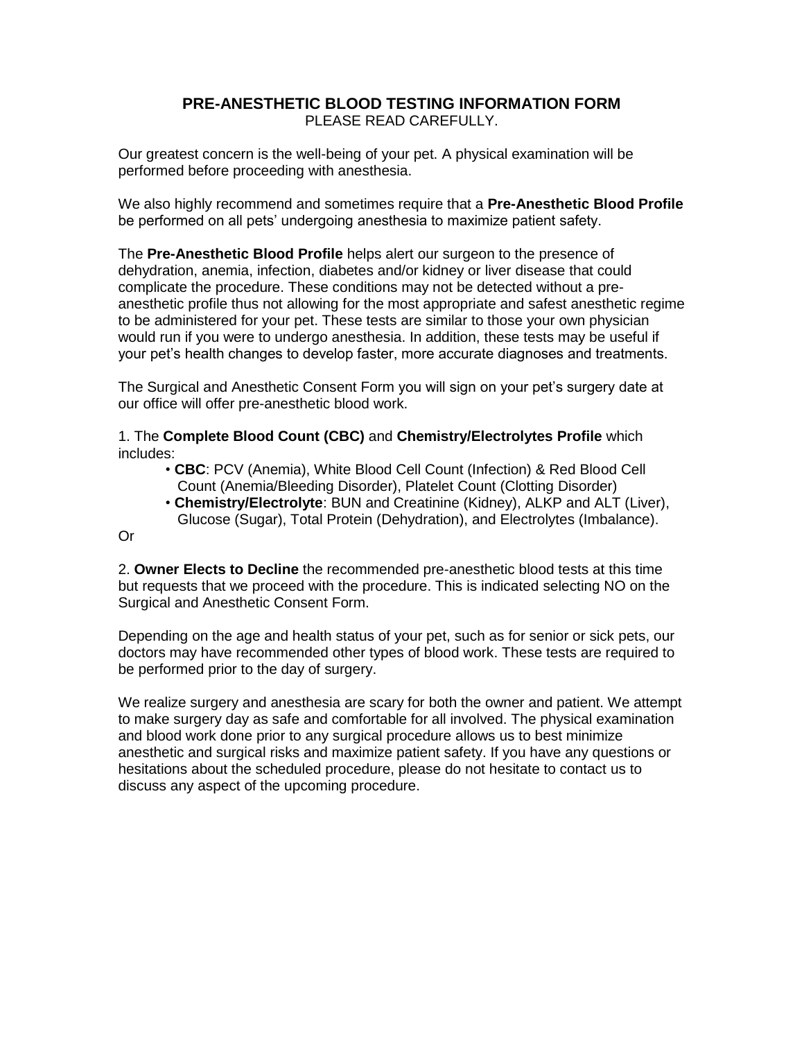# PRE-ANESTHETIC BLOOD TESTING INFORMATION FORM

PLEASE READ CAREFULLY.

Our greatest concern is the well-being of your pet. A physical examination will be performed before proceeding with anesthesia.

We also highly recommend and sometimes require that a **Pre-Anesthetic Blood Profile** be performed on all pets' undergoing anesthesia to maximize patient safety.

The **Pre-Anesthetic Blood Profile** helps alert our surgeon to the presence of dehydration, anemia, infection, diabetes and/or kidney or liver disease that could complicate the procedure. These conditions may not be detected without a pre-anesthetic profile thus not allowing for the most appropriate and safest anesthetic regime to be administered for your pet. These tests are similar to those your own physician would run if you were to undergo anesthesia. In addition, these tests may be useful if your pet's health changes to develop faster, more accurate diagnoses and treatments.

The Surgical and Anesthetic Consent Form you will sign on your pet's surgery date at our office will offer pre-anesthetic blood work.

1. The **Complete Blood Count (CBC)** and **Chemistry/Electrolytes Profile** which includes:
   - **CBC**: PCV (Anemia), White Blood Cell Count (Infection) & Red Blood Cell Count (Anemia/Bleeding Disorder), Platelet Count (Clotting Disorder)
   - **Chemistry/Electrolyte**: BUN and Creatinine (Kidney), ALKP and ALT (Liver), Glucose (Sugar), Total Protein (Dehydration), and Electrolytes (Imbalance).

Or

2. **Owner Elects to Decline** the recommended pre-anesthetic blood tests at this time but requests that we proceed with the procedure. This is indicated selecting NO on the Surgical and Anesthetic Consent Form.

Depending on the age and health status of your pet, such as for senior or sick pets, our doctors may have recommended other types of blood work. These tests are required to be performed prior to the day of surgery.

We realize surgery and anesthesia are scary for both the owner and patient. We attempt to make surgery day as safe and comfortable for all involved. The physical examination and blood work done prior to any surgical procedure allows us to best minimize anesthetic and surgical risks and maximize patient safety. If you have any questions or hesitations about the scheduled procedure, please do not hesitate to contact us to discuss any aspect of the upcoming procedure.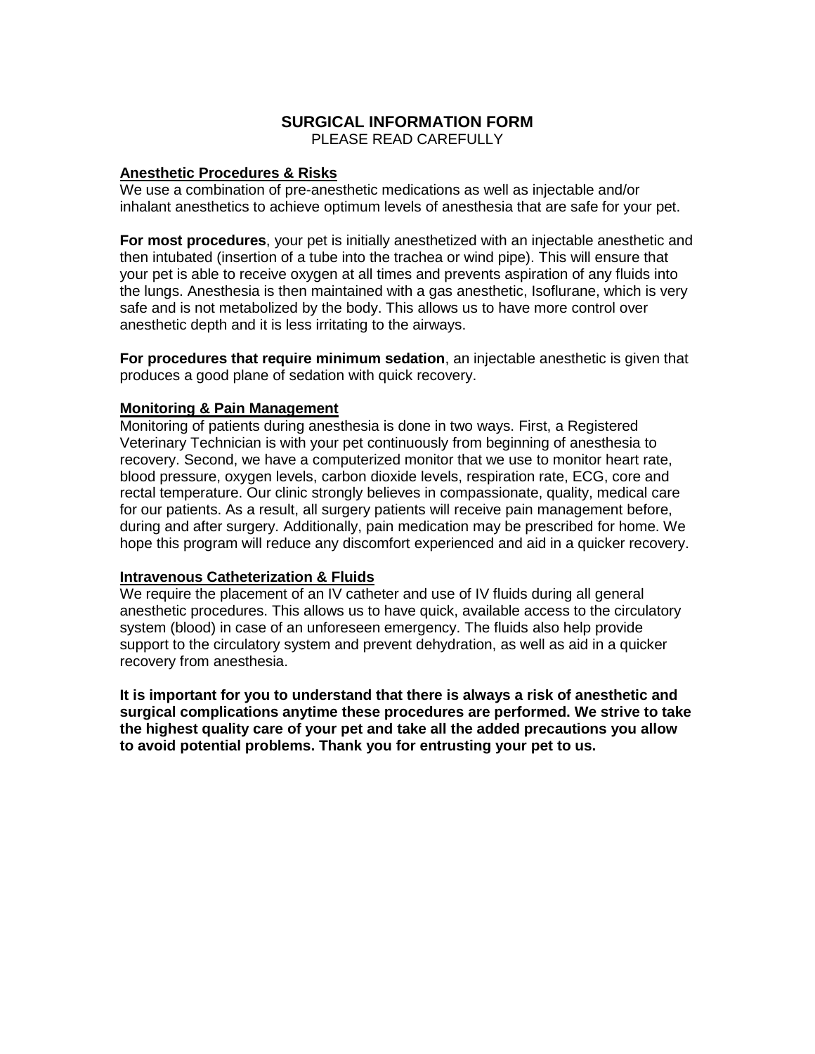# SURGICAL INFORMATION FORM

PLEASE READ CAREFULLY

## Anesthetic Procedures & Risks

We use a combination of pre-anesthetic medications as well as injectable and/or inhalant anesthetics to achieve optimum levels of anesthesia that are safe for your pet.

**For most procedures**, your pet is initially anesthetized with an injectable anesthetic and then intubated (insertion of a tube into the trachea or wind pipe). This will ensure that your pet is able to receive oxygen at all times and prevents aspiration of any fluids into the lungs. Anesthesia is then maintained with a gas anesthetic, Isoflurane, which is very safe and is not metabolized by the body. This allows us to have more control over anesthetic depth and it is less irritating to the airways.

**For procedures that require minimum sedation**, an injectable anesthetic is given that produces a good plane of sedation with quick recovery.

## Monitoring & Pain Management

Monitoring of patients during anesthesia is done in two ways. First, a Registered Veterinary Technician is with your pet continuously from beginning of anesthesia to recovery. Second, we have a computerized monitor that we use to monitor heart rate, blood pressure, oxygen levels, carbon dioxide levels, respiration rate, ECG, core and rectal temperature. Our clinic strongly believes in compassionate, quality, medical care for our patients. As a result, all surgery patients will receive pain management before, during and after surgery. Additionally, pain medication may be prescribed for home. We hope this program will reduce any discomfort experienced and aid in a quicker recovery.

## Intravenous Catheterization & Fluids

We require the placement of an IV catheter and use of IV fluids during all general anesthetic procedures. This allows us to have quick, available access to the circulatory system (blood) in case of an unforeseen emergency. The fluids also help provide support to the circulatory system and prevent dehydration, as well as aid in a quicker recovery from anesthesia.

**It is important for you to understand that there is always a risk of anesthetic and surgical complications anytime these procedures are performed. We strive to take the highest quality care of your pet and take all the added precautions you allow to avoid potential problems. Thank you for entrusting your pet to us.**